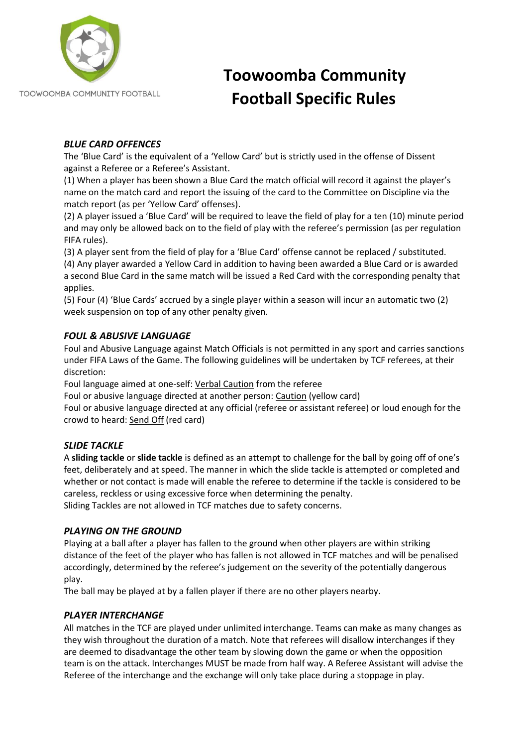TOOWOOMBA COMMUNITY FOOTBALL

# Toowoomba Community Football Specific Rules

### *BLUE CARD OFFENCES*

The 'Blue Card' is the equivalent of a 'Yellow Card' but is strictly used in the offense of Dissent against a Referee or a Referee's Assistant.

(1) When a player has been shown a Blue Card the match official will record it against the player's name on the match card and report the issuing of the card to the Committee on Discipline via the match report (as per 'Yellow Card' offenses).

(2) A player issued a 'Blue Card' will be required to leave the field of play for a ten (10) minute period and may only be allowed back on to the field of play with the referee's permission (as per regulation FIFA rules).

(3) A player sent from the field of play for a 'Blue Card' offense cannot be replaced / substituted.

(4) Any player awarded a Yellow Card in addition to having been awarded a Blue Card or is awarded a second Blue Card in the same match will be issued a Red Card with the corresponding penalty that applies.

(5) Four (4) 'Blue Cards' accrued by a single player within a season will incur an automatic two (2) week suspension on top of any other penalty given.

### *FOUL & ABUSIVE LANGUAGE*

Foul and Abusive Language against Match Officials is not permitted in any sport and carries sanctions under FIFA Laws of the Game. The following guidelines will be undertaken by TCF referees, at their discretion:

Foul language aimed at one-self: <u>Verbal Caution</u> from the referee

Foul or abusive language directed at another person: <u>Caution</u> (yellow card)

Foul or abusive language directed at any official (referee or assistant referee) or loud enough for the crowd to heard: <u>Send Off</u> (red card)

### *SLIDE TACKLE*

A **sliding tackle** or **slide tackle** is defined as an attempt to challenge for the ball by going off of one's feet, deliberately and at speed. The manner in which the slide tackle is attempted or completed and whether or not contact is made will enable the referee to determine if the tackle is considered to be careless, reckless or using excessive force when determining the penalty.

Sliding Tackles are not allowed in TCF matches due to safety concerns.

### *PLAYING ON THE GROUND*

Playing at a ball after a player has fallen to the ground when other players are within striking distance of the feet of the player who has fallen is not allowed in TCF matches and will be penalised accordingly, determined by the referee's judgement on the severity of the potentially dangerous play.

The ball may be played at by a fallen player if there are no other players nearby.

### *PLAYER INTERCHANGE*

All matches in the TCF are played under unlimited interchange. Teams can make as many changes as they wish throughout the duration of a match. Note that referees will disallow interchanges if they are deemed to disadvantage the other team by slowing down the game or when the opposition team is on the attack. Interchanges MUST be made from half way. A Referee Assistant will advise the Referee of the interchange and the exchange will only take place during a stoppage in play.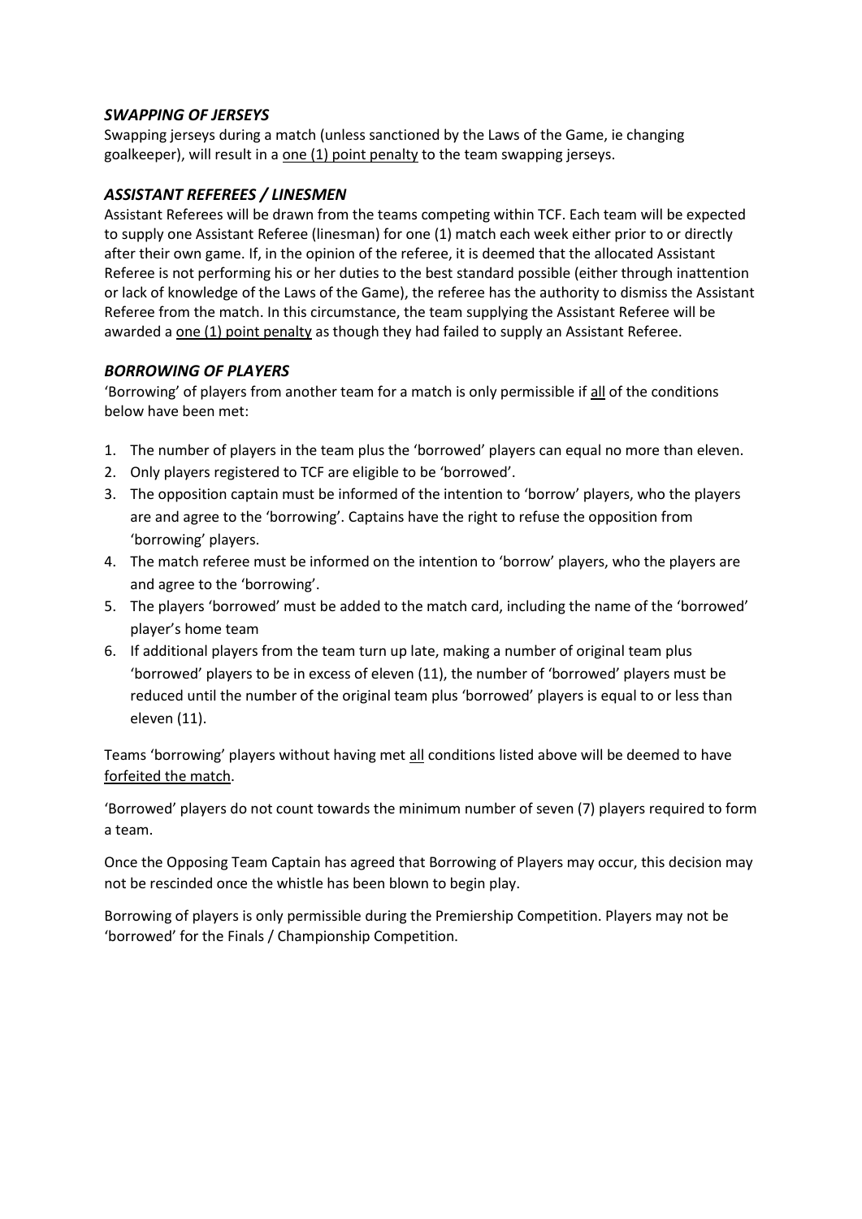### *SWAPPING OF JERSEYS*

Swapping jerseys during a match (unless sanctioned by the Laws of the Game, ie changing goalkeeper), will result in a <u>one (1) point penalty</u> to the team swapping jerseys.

### *ASSISTANT REFEREES / LINESMEN*

Assistant Referees will be drawn from the teams competing within TCF. Each team will be expected to supply one Assistant Referee (linesman) for one (1) match each week either prior to or directly after their own game. If, in the opinion of the referee, it is deemed that the allocated Assistant Referee is not performing his or her duties to the best standard possible (either through inattention or lack of knowledge of the Laws of the Game), the referee has the authority to dismiss the Assistant Referee from the match. In this circumstance, the team supplying the Assistant Referee will be awarded a <u>one (1) point penalty</u> as though they had failed to supply an Assistant Referee.

### *BORROWING OF PLAYERS*

'Borrowing' of players from another team for a match is only permissible if <u>all</u> of the conditions below have been met:

1. The number of players in the team plus the 'borrowed' players can equal no more than eleven.
2. Only players registered to TCF are eligible to be 'borrowed'.
3. The opposition captain must be informed of the intention to 'borrow' players, who the players are and agree to the 'borrowing'. Captains have the right to refuse the opposition from 'borrowing' players.
4. The match referee must be informed on the intention to 'borrow' players, who the players are and agree to the 'borrowing'.
5. The players 'borrowed' must be added to the match card, including the name of the 'borrowed' player's home team
6. If additional players from the team turn up late, making a number of original team plus 'borrowed' players to be in excess of eleven (11), the number of 'borrowed' players must be reduced until the number of the original team plus 'borrowed' players is equal to or less than eleven (11).

Teams 'borrowing' players without having met <u>all</u> conditions listed above will be deemed to have <u>forfeited the match</u>.

'Borrowed' players do not count towards the minimum number of seven (7) players required to form a team.

Once the Opposing Team Captain has agreed that Borrowing of Players may occur, this decision may not be rescinded once the whistle has been blown to begin play.

Borrowing of players is only permissible during the Premiership Competition. Players may not be 'borrowed' for the Finals / Championship Competition.